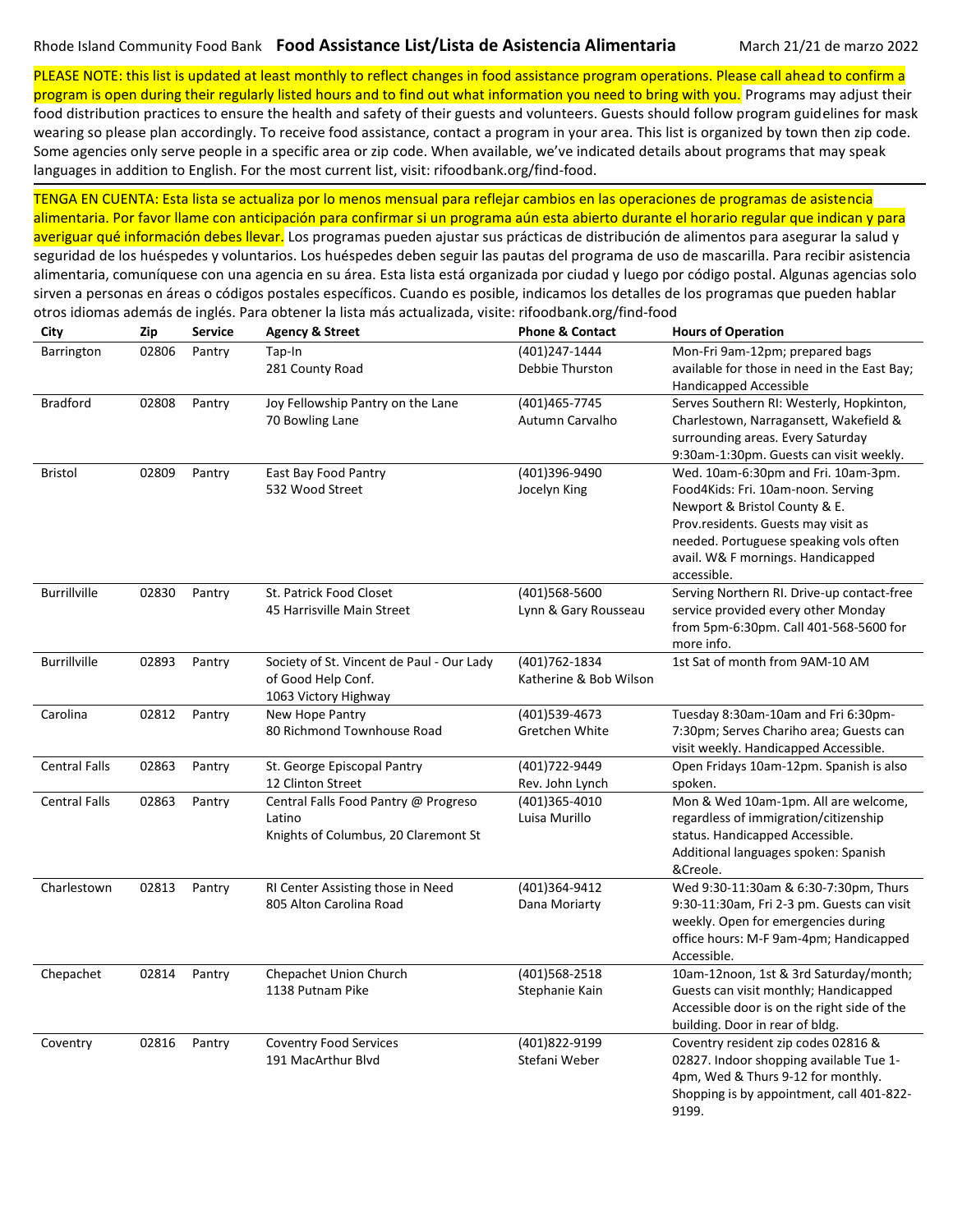Rhode Island Community Food Bank **Food Assistance List/Lista de Asistencia Alimentaria** March 21/21 de marzo 2022

PLEASE NOTE: this list is updated at least monthly to reflect changes in food assistance program operations. Please call ahead to confirm a program is open during their regularly listed hours and to find out what information you need to bring with you. Programs may adjust their food distribution practices to ensure the health and safety of their guests and volunteers. Guests should follow program guidelines for mask wearing so please plan accordingly. To receive food assistance, contact a program in your area. This list is organized by town then zip code. Some agencies only serve people in a specific area or zip code. When available, we've indicated details about programs that may speak languages in addition to English. For the most current list, visit: rifoodbank.org/find-food.

TENGA EN CUENTA: Esta lista se actualiza por lo menos mensual para reflejar cambios en las operaciones de programas de asistencia alimentaria. Por favor llame con anticipación para confirmar si un programa aún esta abierto durante el horario regular que indican y para averiguar qué información debes llevar. Los programas pueden ajustar sus prácticas de distribución de alimentos para asegurar la salud y seguridad de los huéspedes y voluntarios. Los huéspedes deben seguir las pautas del programa de uso de mascarilla. Para recibir asistencia alimentaria, comuníquese con una agencia en su área. Esta lista está organizada por ciudad y luego por código postal. Algunas agencias solo sirven a personas en áreas o códigos postales específicos. Cuando es posible, indicamos los detalles de los programas que pueden hablar otros idiomas además de inglés. Para obtener la lista más actualizada, visite: rifoodbank.org/find-food

| City | Zip | Service | Agency & Street | Phone & Contact | Hours of Operation |
|---|---|---|---|---|---|
| Barrington | 02806 | Pantry | Tap-In<br>281 County Road | (401)247-1444<br>Debbie Thurston | Mon-Fri 9am-12pm; prepared bags available for those in need in the East Bay; Handicapped Accessible |
| Bradford | 02808 | Pantry | Joy Fellowship Pantry on the Lane<br>70 Bowling Lane | (401)465-7745<br>Autumn Carvalho | Serves Southern RI: Westerly, Hopkinton, Charlestown, Narragansett, Wakefield & surrounding areas. Every Saturday 9:30am-1:30pm. Guests can visit weekly. |
| Bristol | 02809 | Pantry | East Bay Food Pantry<br>532 Wood Street | (401)396-9490<br>Jocelyn King | Wed. 10am-6:30pm and Fri. 10am-3pm. Food4Kids: Fri. 10am-noon. Serving Newport & Bristol County & E. Prov.residents. Guests may visit as needed. Portuguese speaking vols often avail. W& F mornings. Handicapped accessible. |
| Burrillville | 02830 | Pantry | St. Patrick Food Closet<br>45 Harrisville Main Street | (401)568-5600<br>Lynn & Gary Rousseau | Serving Northern RI. Drive-up contact-free service provided every other Monday from 5pm-6:30pm. Call 401-568-5600 for more info. |
| Burrillville | 02893 | Pantry | Society of St. Vincent de Paul - Our Lady of Good Help Conf.<br>1063 Victory Highway | (401)762-1834<br>Katherine & Bob Wilson | 1st Sat of month from 9AM-10 AM |
| Carolina | 02812 | Pantry | New Hope Pantry<br>80 Richmond Townhouse Road | (401)539-4673<br>Gretchen White | Tuesday 8:30am-10am and Fri 6:30pm-7:30pm; Serves Chariho area; Guests can visit weekly. Handicapped Accessible. |
| Central Falls | 02863 | Pantry | St. George Episcopal Pantry<br>12 Clinton Street | (401)722-9449<br>Rev. John Lynch | Open Fridays 10am-12pm. Spanish is also spoken. |
| Central Falls | 02863 | Pantry | Central Falls Food Pantry @ Progreso Latino<br>Knights of Columbus, 20 Claremont St | (401)365-4010<br>Luisa Murillo | Mon & Wed 10am-1pm. All are welcome, regardless of immigration/citizenship status. Handicapped Accessible. Additional languages spoken: Spanish &Creole. |
| Charlestown | 02813 | Pantry | RI Center Assisting those in Need<br>805 Alton Carolina Road | (401)364-9412<br>Dana Moriarty | Wed 9:30-11:30am & 6:30-7:30pm, Thurs 9:30-11:30am, Fri 2-3 pm. Guests can visit weekly. Open for emergencies during office hours: M-F 9am-4pm; Handicapped Accessible. |
| Chepachet | 02814 | Pantry | Chepachet Union Church<br>1138 Putnam Pike | (401)568-2518<br>Stephanie Kain | 10am-12noon, 1st & 3rd Saturday/month; Guests can visit monthly; Handicapped Accessible door is on the right side of the building. Door in rear of bldg. |
| Coventry | 02816 | Pantry | Coventry Food Services<br>191 MacArthur Blvd | (401)822-9199<br>Stefani Weber | Coventry resident zip codes 02816 & 02827. Indoor shopping available Tue 1-4pm, Wed & Thurs 9-12 for monthly. Shopping is by appointment, call 401-822-9199. |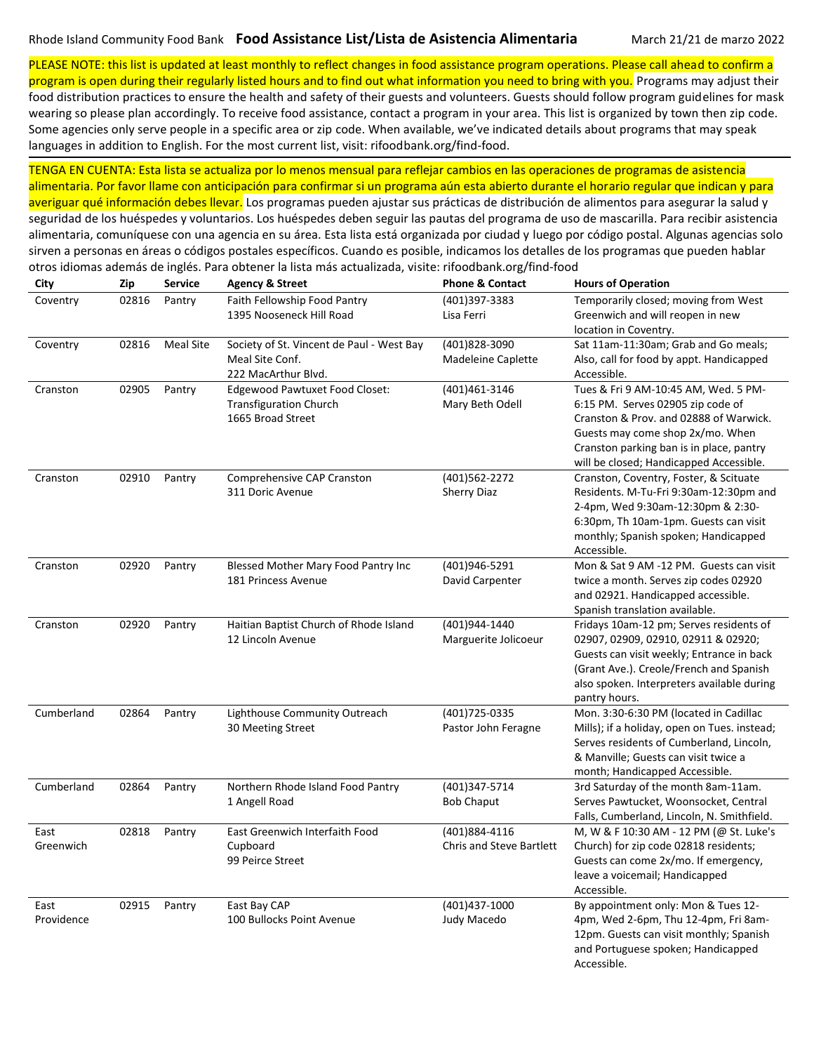Rhode Island Community Food Bank **Food Assistance List/Lista de Asistencia Alimentaria** March 21/21 de marzo 2022

PLEASE NOTE: this list is updated at least monthly to reflect changes in food assistance program operations. Please call ahead to confirm a program is open during their regularly listed hours and to find out what information you need to bring with you. Programs may adjust their food distribution practices to ensure the health and safety of their guests and volunteers. Guests should follow program guidelines for mask wearing so please plan accordingly. To receive food assistance, contact a program in your area. This list is organized by town then zip code. Some agencies only serve people in a specific area or zip code. When available, we've indicated details about programs that may speak languages in addition to English. For the most current list, visit: rifoodbank.org/find-food.

TENGA EN CUENTA: Esta lista se actualiza por lo menos mensual para reflejar cambios en las operaciones de programas de asistencia alimentaria. Por favor llame con anticipación para confirmar si un programa aún esta abierto durante el horario regular que indican y para averiguar qué información debes llevar. Los programas pueden ajustar sus prácticas de distribución de alimentos para asegurar la salud y seguridad de los huéspedes y voluntarios. Los huéspedes deben seguir las pautas del programa de uso de mascarilla. Para recibir asistencia alimentaria, comuníquese con una agencia en su área. Esta lista está organizada por ciudad y luego por código postal. Algunas agencias solo sirven a personas en áreas o códigos postales específicos. Cuando es posible, indicamos los detalles de los programas que pueden hablar otros idiomas además de inglés. Para obtener la lista más actualizada, visite: rifoodbank.org/find-food

| City | Zip | Service | Agency & Street | Phone & Contact | Hours of Operation |
|---|---|---|---|---|---|
| Coventry | 02816 | Pantry | Faith Fellowship Food Pantry<br>1395 Nooseneck Hill Road | (401)397-3383<br>Lisa Ferri | Temporarily closed; moving from West Greenwich and will reopen in new location in Coventry. |
| Coventry | 02816 | Meal Site | Society of St. Vincent de Paul - West Bay Meal Site Conf.<br>222 MacArthur Blvd. | (401)828-3090<br>Madeleine Caplette | Sat 11am-11:30am; Grab and Go meals; Also, call for food by appt. Handicapped Accessible. |
| Cranston | 02905 | Pantry | Edgewood Pawtuxet Food Closet: Transfiguration Church<br>1665 Broad Street | (401)461-3146<br>Mary Beth Odell | Tues & Fri 9 AM-10:45 AM, Wed. 5 PM-6:15 PM. Serves 02905 zip code of Cranston & Prov. and 02888 of Warwick. Guests may come shop 2x/mo. When Cranston parking ban is in place, pantry will be closed; Handicapped Accessible. |
| Cranston | 02910 | Pantry | Comprehensive CAP Cranston<br>311 Doric Avenue | (401)562-2272<br>Sherry Diaz | Cranston, Coventry, Foster, & Scituate Residents. M-Tu-Fri 9:30am-12:30pm and 2-4pm, Wed 9:30am-12:30pm & 2:30-6:30pm, Th 10am-1pm. Guests can visit monthly; Spanish spoken; Handicapped Accessible. |
| Cranston | 02920 | Pantry | Blessed Mother Mary Food Pantry Inc<br>181 Princess Avenue | (401)946-5291<br>David Carpenter | Mon & Sat 9 AM -12 PM. Guests can visit twice a month. Serves zip codes 02920 and 02921. Handicapped accessible. Spanish translation available. |
| Cranston | 02920 | Pantry | Haitian Baptist Church of Rhode Island<br>12 Lincoln Avenue | (401)944-1440<br>Marguerite Jolicoeur | Fridays 10am-12 pm; Serves residents of 02907, 02909, 02910, 02911 & 02920; Guests can visit weekly; Entrance in back (Grant Ave.). Creole/French and Spanish also spoken. Interpreters available during pantry hours. |
| Cumberland | 02864 | Pantry | Lighthouse Community Outreach<br>30 Meeting Street | (401)725-0335<br>Pastor John Feragne | Mon. 3:30-6:30 PM (located in Cadillac Mills); if a holiday, open on Tues. instead; Serves residents of Cumberland, Lincoln, & Manville; Guests can visit twice a month; Handicapped Accessible. |
| Cumberland | 02864 | Pantry | Northern Rhode Island Food Pantry<br>1 Angell Road | (401)347-5714<br>Bob Chaput | 3rd Saturday of the month 8am-11am. Serves Pawtucket, Woonsocket, Central Falls, Cumberland, Lincoln, N. Smithfield. |
| East Greenwich | 02818 | Pantry | East Greenwich Interfaith Food Cupboard<br>99 Peirce Street | (401)884-4116<br>Chris and Steve Bartlett | M, W & F 10:30 AM - 12 PM (@ St. Luke's Church) for zip code 02818 residents; Guests can come 2x/mo. If emergency, leave a voicemail; Handicapped Accessible. |
| East Providence | 02915 | Pantry | East Bay CAP<br>100 Bullocks Point Avenue | (401)437-1000<br>Judy Macedo | By appointment only: Mon & Tues 12-4pm, Wed 2-6pm, Thu 12-4pm, Fri 8am-12pm. Guests can visit monthly; Spanish and Portuguese spoken; Handicapped Accessible. |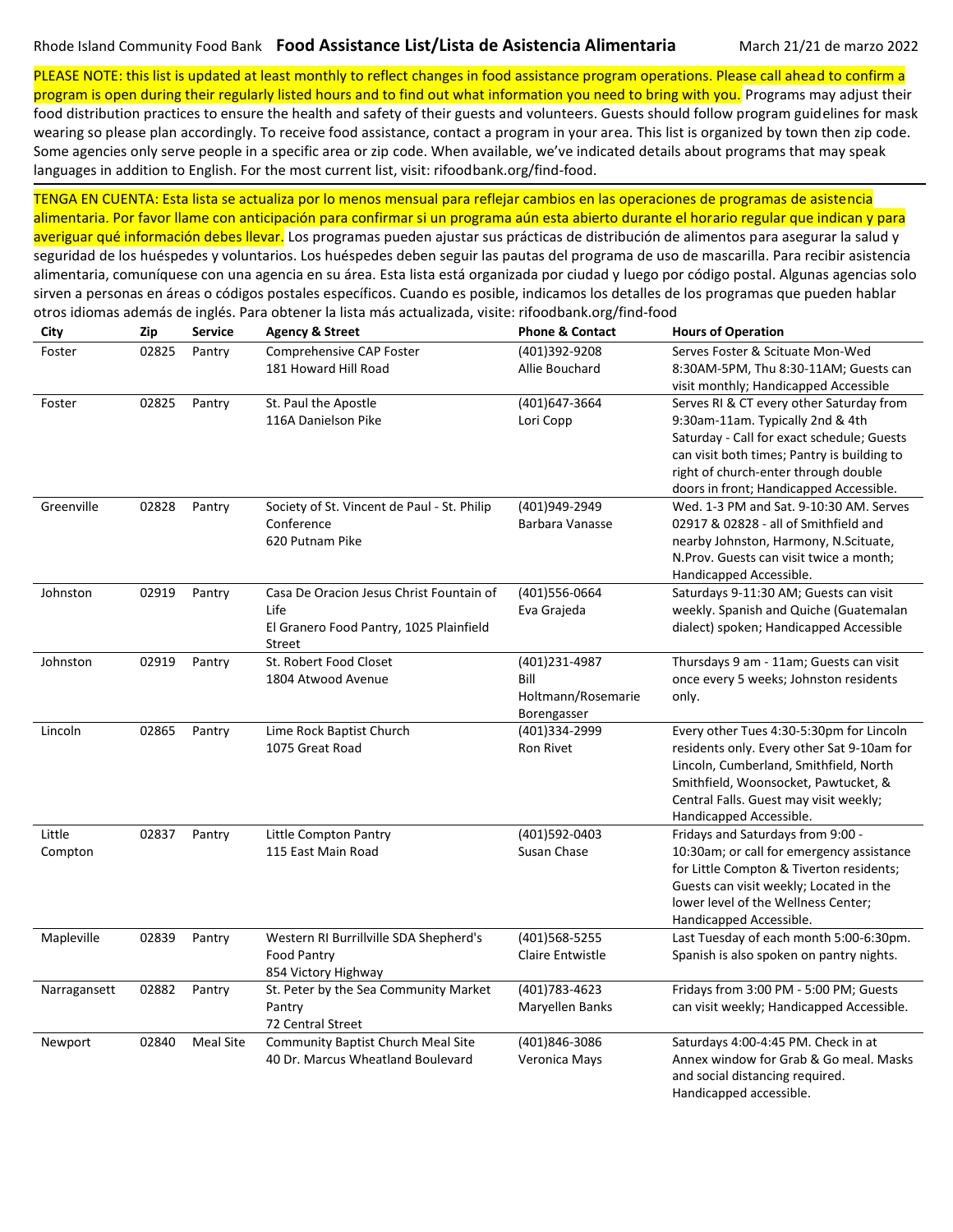Rhode Island Community Food Bank **Food Assistance List/Lista de Asistencia Alimentaria** March 21/21 de marzo 2022

PLEASE NOTE: this list is updated at least monthly to reflect changes in food assistance program operations. Please call ahead to confirm a program is open during their regularly listed hours and to find out what information you need to bring with you. Programs may adjust their food distribution practices to ensure the health and safety of their guests and volunteers. Guests should follow program guidelines for mask wearing so please plan accordingly. To receive food assistance, contact a program in your area. This list is organized by town then zip code. Some agencies only serve people in a specific area or zip code. When available, we've indicated details about programs that may speak languages in addition to English. For the most current list, visit: rifoodbank.org/find-food.

TENGA EN CUENTA: Esta lista se actualiza por lo menos mensual para reflejar cambios en las operaciones de programas de asistencia alimentaria. Por favor llame con anticipación para confirmar si un programa aún esta abierto durante el horario regular que indican y para averiguar qué información debes llevar. Los programas pueden ajustar sus prácticas de distribución de alimentos para asegurar la salud y seguridad de los huéspedes y voluntarios. Los huéspedes deben seguir las pautas del programa de uso de mascarilla. Para recibir asistencia alimentaria, comuníquese con una agencia en su área. Esta lista está organizada por ciudad y luego por código postal. Algunas agencias solo sirven a personas en áreas o códigos postales específicos. Cuando es posible, indicamos los detalles de los programas que pueden hablar otros idiomas además de inglés. Para obtener la lista más actualizada, visite: rifoodbank.org/find-food

| City | Zip | Service | Agency & Street | Phone & Contact | Hours of Operation |
|---|---|---|---|---|---|
| Foster | 02825 | Pantry | Comprehensive CAP Foster<br>181 Howard Hill Road | (401)392-9208<br>Allie Bouchard | Serves Foster & Scituate Mon-Wed 8:30AM-5PM, Thu 8:30-11AM; Guests can visit monthly; Handicapped Accessible |
| Foster | 02825 | Pantry | St. Paul the Apostle<br>116A Danielson Pike | (401)647-3664<br>Lori Copp | Serves RI & CT every other Saturday from 9:30am-11am. Typically 2nd & 4th Saturday - Call for exact schedule; Guests can visit both times; Pantry is building to right of church-enter through double doors in front; Handicapped Accessible. |
| Greenville | 02828 | Pantry | Society of St. Vincent de Paul - St. Philip Conference<br>620 Putnam Pike | (401)949-2949<br>Barbara Vanasse | Wed. 1-3 PM and Sat. 9-10:30 AM. Serves 02917 & 02828 - all of Smithfield and nearby Johnston, Harmony, N.Scituate, N.Prov. Guests can visit twice a month; Handicapped Accessible. |
| Johnston | 02919 | Pantry | Casa De Oracion Jesus Christ Fountain of Life<br>El Granero Food Pantry, 1025 Plainfield Street | (401)556-0664<br>Eva Grajeda | Saturdays 9-11:30 AM; Guests can visit weekly. Spanish and Quiche (Guatemalan dialect) spoken; Handicapped Accessible |
| Johnston | 02919 | Pantry | St. Robert Food Closet<br>1804 Atwood Avenue | (401)231-4987<br>Bill Holtmann/Rosemarie Borengasser | Thursdays 9 am - 11am; Guests can visit once every 5 weeks; Johnston residents only. |
| Lincoln | 02865 | Pantry | Lime Rock Baptist Church<br>1075 Great Road | (401)334-2999<br>Ron Rivet | Every other Tues 4:30-5:30pm for Lincoln residents only. Every other Sat 9-10am for Lincoln, Cumberland, Smithfield, North Smithfield, Woonsocket, Pawtucket, & Central Falls. Guest may visit weekly; Handicapped Accessible. |
| Little Compton | 02837 | Pantry | Little Compton Pantry<br>115 East Main Road | (401)592-0403<br>Susan Chase | Fridays and Saturdays from 9:00 - 10:30am; or call for emergency assistance for Little Compton & Tiverton residents; Guests can visit weekly; Located in the lower level of the Wellness Center; Handicapped Accessible. |
| Mapleville | 02839 | Pantry | Western RI Burrillville SDA Shepherd's Food Pantry<br>854 Victory Highway | (401)568-5255<br>Claire Entwistle | Last Tuesday of each month 5:00-6:30pm. Spanish is also spoken on pantry nights. |
| Narragansett | 02882 | Pantry | St. Peter by the Sea Community Market Pantry<br>72 Central Street | (401)783-4623<br>Maryellen Banks | Fridays from 3:00 PM - 5:00 PM; Guests can visit weekly; Handicapped Accessible. |
| Newport | 02840 | Meal Site | Community Baptist Church Meal Site<br>40 Dr. Marcus Wheatland Boulevard | (401)846-3086<br>Veronica Mays | Saturdays 4:00-4:45 PM. Check in at Annex window for Grab & Go meal. Masks and social distancing required. Handicapped accessible. |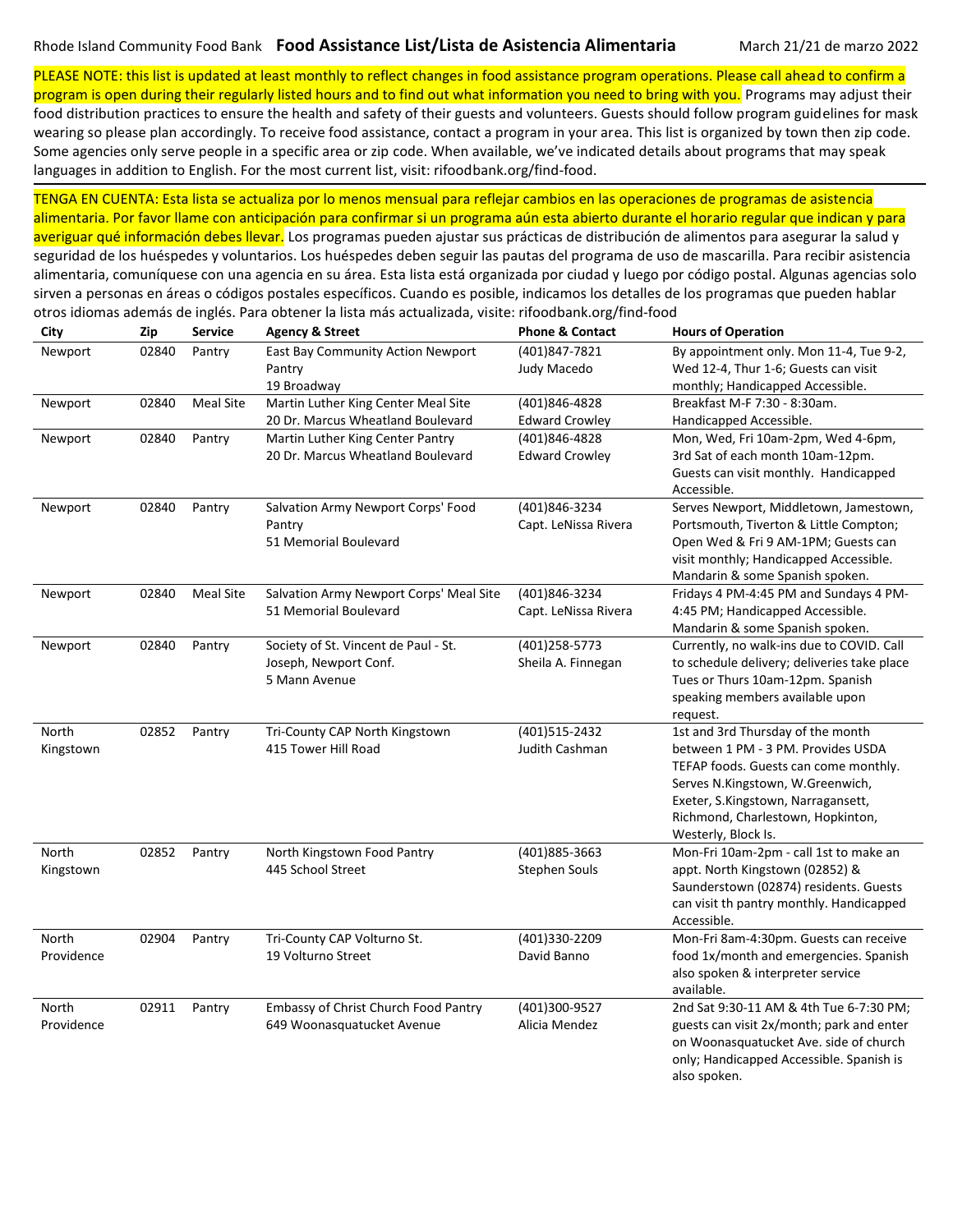PLEASE NOTE: this list is updated at least monthly to reflect changes in food assistance program operations. Please call ahead to confirm a program is open during their regularly listed hours and to find out what information you need to bring with you. Programs may adjust their food distribution practices to ensure the health and safety of their guests and volunteers. Guests should follow program guidelines for mask wearing so please plan accordingly. To receive food assistance, contact a program in your area. This list is organized by town then zip code. Some agencies only serve people in a specific area or zip code. When available, we've indicated details about programs that may speak languages in addition to English. For the most current list, visit: rifoodbank.org/find-food.

TENGA EN CUENTA: Esta lista se actualiza por lo menos mensual para reflejar cambios en las operaciones de programas de asistencia alimentaria. Por favor llame con anticipación para confirmar si un programa aún esta abierto durante el horario regular que indican y para averiguar qué información debes llevar. Los programas pueden ajustar sus prácticas de distribución de alimentos para asegurar la salud y seguridad de los huéspedes y voluntarios. Los huéspedes deben seguir las pautas del programa de uso de mascarilla. Para recibir asistencia alimentaria, comuníquese con una agencia en su área. Esta lista está organizada por ciudad y luego por código postal. Algunas agencias solo sirven a personas en áreas o códigos postales específicos. Cuando es posible, indicamos los detalles de los programas que pueden hablar otros idiomas además de inglés. Para obtener la lista más actualizada, visite: rifoodbank.org/find-food

| City | Zip | Service | Agency & Street | Phone & Contact | Hours of Operation |
|---|---|---|---|---|---|
| Newport | 02840 | Pantry | East Bay Community Action Newport Pantry 19 Broadway | (401)847-7821 Judy Macedo | By appointment only. Mon 11-4, Tue 9-2, Wed 12-4, Thur 1-6; Guests can visit monthly; Handicapped Accessible. |
| Newport | 02840 | Meal Site | Martin Luther King Center Meal Site 20 Dr. Marcus Wheatland Boulevard | (401)846-4828 Edward Crowley | Breakfast M-F 7:30 - 8:30am. Handicapped Accessible. |
| Newport | 02840 | Pantry | Martin Luther King Center Pantry 20 Dr. Marcus Wheatland Boulevard | (401)846-4828 Edward Crowley | Mon, Wed, Fri 10am-2pm, Wed 4-6pm, 3rd Sat of each month 10am-12pm. Guests can visit monthly. Handicapped Accessible. |
| Newport | 02840 | Pantry | Salvation Army Newport Corps' Food Pantry 51 Memorial Boulevard | (401)846-3234 Capt. LeNissa Rivera | Serves Newport, Middletown, Jamestown, Portsmouth, Tiverton & Little Compton; Open Wed & Fri 9 AM-1PM; Guests can visit monthly; Handicapped Accessible. Mandarin & some Spanish spoken. |
| Newport | 02840 | Meal Site | Salvation Army Newport Corps' Meal Site 51 Memorial Boulevard | (401)846-3234 Capt. LeNissa Rivera | Fridays 4 PM-4:45 PM and Sundays 4 PM-4:45 PM; Handicapped Accessible. Mandarin & some Spanish spoken. |
| Newport | 02840 | Pantry | Society of St. Vincent de Paul - St. Joseph, Newport Conf. 5 Mann Avenue | (401)258-5773 Sheila A. Finnegan | Currently, no walk-ins due to COVID. Call to schedule delivery; deliveries take place Tues or Thurs 10am-12pm. Spanish speaking members available upon request. |
| North Kingstown | 02852 | Pantry | Tri-County CAP North Kingstown 415 Tower Hill Road | (401)515-2432 Judith Cashman | 1st and 3rd Thursday of the month between 1 PM - 3 PM. Provides USDA TEFAP foods. Guests can come monthly. Serves N.Kingstown, W.Greenwich, Exeter, S.Kingstown, Narragansett, Richmond, Charlestown, Hopkinton, Westerly, Block Is. |
| North Kingstown | 02852 | Pantry | North Kingstown Food Pantry 445 School Street | (401)885-3663 Stephen Souls | Mon-Fri 10am-2pm - call 1st to make an appt. North Kingstown (02852) & Saunderstown (02874) residents. Guests can visit th pantry monthly. Handicapped Accessible. |
| North Providence | 02904 | Pantry | Tri-County CAP Volturno St. 19 Volturno Street | (401)330-2209 David Banno | Mon-Fri 8am-4:30pm. Guests can receive food 1x/month and emergencies. Spanish also spoken & interpreter service available. |
| North Providence | 02911 | Pantry | Embassy of Christ Church Food Pantry 649 Woonasquatucket Avenue | (401)300-9527 Alicia Mendez | 2nd Sat 9:30-11 AM & 4th Tue 6-7:30 PM; guests can visit 2x/month; park and enter on Woonasquatucket Ave. side of church only; Handicapped Accessible. Spanish is also spoken. |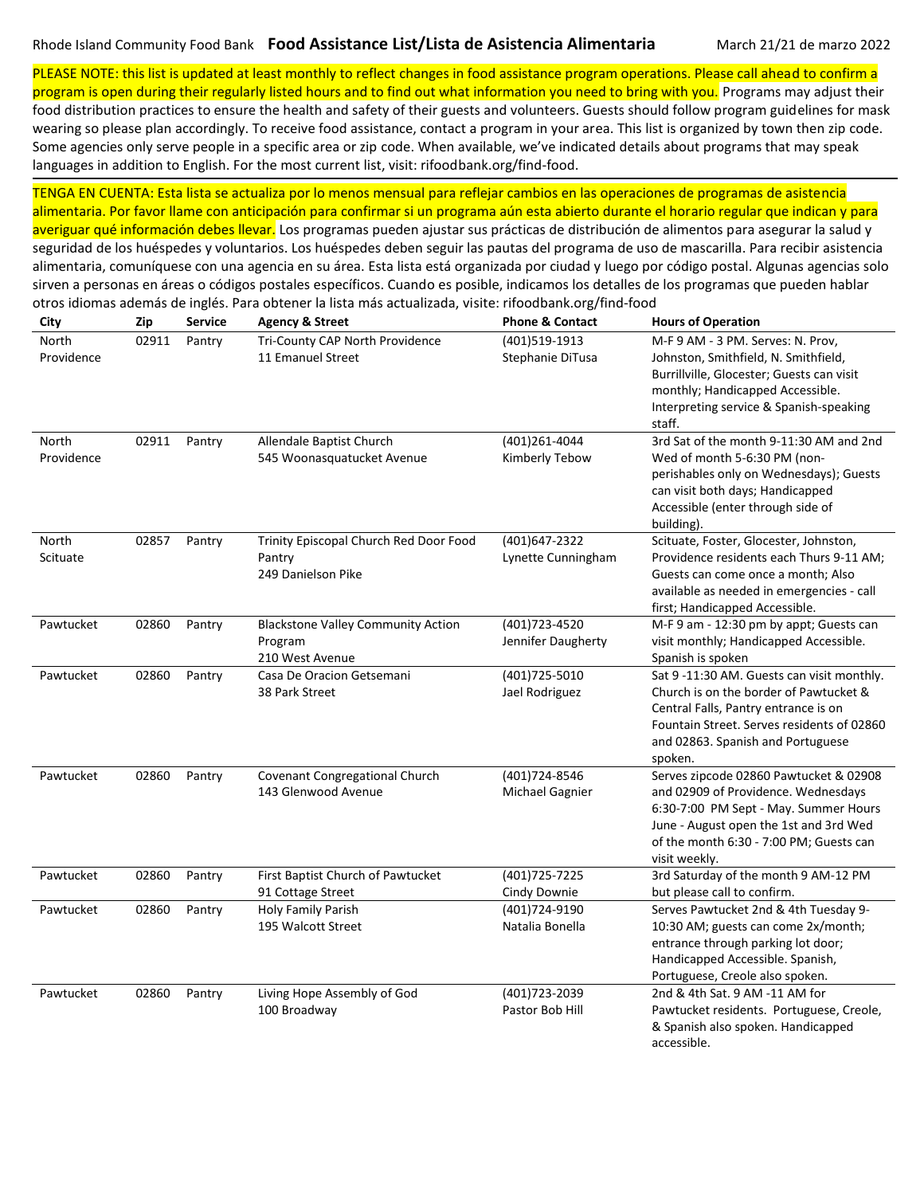PLEASE NOTE: this list is updated at least monthly to reflect changes in food assistance program operations. Please call ahead to confirm a program is open during their regularly listed hours and to find out what information you need to bring with you. Programs may adjust their food distribution practices to ensure the health and safety of their guests and volunteers. Guests should follow program guidelines for mask wearing so please plan accordingly. To receive food assistance, contact a program in your area. This list is organized by town then zip code. Some agencies only serve people in a specific area or zip code. When available, we've indicated details about programs that may speak languages in addition to English. For the most current list, visit: rifoodbank.org/find-food.

TENGA EN CUENTA: Esta lista se actualiza por lo menos mensual para reflejar cambios en las operaciones de programas de asistencia alimentaria. Por favor llame con anticipación para confirmar si un programa aún esta abierto durante el horario regular que indican y para averiguar qué información debes llevar. Los programas pueden ajustar sus prácticas de distribución de alimentos para asegurar la salud y seguridad de los huéspedes y voluntarios. Los huéspedes deben seguir las pautas del programa de uso de mascarilla. Para recibir asistencia alimentaria, comuníquese con una agencia en su área. Esta lista está organizada por ciudad y luego por código postal. Algunas agencias solo sirven a personas en áreas o códigos postales específicos. Cuando es posible, indicamos los detalles de los programas que pueden hablar otros idiomas además de inglés. Para obtener la lista más actualizada, visite: rifoodbank.org/find-food

| City | Zip | Service | Agency & Street | Phone & Contact | Hours of Operation |
|---|---|---|---|---|---|
| North Providence | 02911 | Pantry | Tri-County CAP North Providence<br>11 Emanuel Street | (401)519-1913<br>Stephanie DiTusa | M-F 9 AM - 3 PM. Serves: N. Prov, Johnston, Smithfield, N. Smithfield, Burrillville, Glocester; Guests can visit monthly; Handicapped Accessible. Interpreting service & Spanish-speaking staff. |
| North Providence | 02911 | Pantry | Allendale Baptist Church<br>545 Woonasquatucket Avenue | (401)261-4044<br>Kimberly Tebow | 3rd Sat of the month 9-11:30 AM and 2nd Wed of month 5-6:30 PM (non-perishables only on Wednesdays); Guests can visit both days; Handicapped Accessible (enter through side of building). |
| North Scituate | 02857 | Pantry | Trinity Episcopal Church Red Door Food Pantry<br>249 Danielson Pike | (401)647-2322<br>Lynette Cunningham | Scituate, Foster, Glocester, Johnston, Providence residents each Thurs 9-11 AM; Guests can come once a month; Also available as needed in emergencies - call first; Handicapped Accessible. |
| Pawtucket | 02860 | Pantry | Blackstone Valley Community Action Program<br>210 West Avenue | (401)723-4520<br>Jennifer Daugherty | M-F 9 am - 12:30 pm by appt; Guests can visit monthly; Handicapped Accessible. Spanish is spoken |
| Pawtucket | 02860 | Pantry | Casa De Oracion Getsemani<br>38 Park Street | (401)725-5010<br>Jael Rodriguez | Sat 9 -11:30 AM. Guests can visit monthly. Church is on the border of Pawtucket & Central Falls, Pantry entrance is on Fountain Street. Serves residents of 02860 and 02863. Spanish and Portuguese spoken. |
| Pawtucket | 02860 | Pantry | Covenant Congregational Church<br>143 Glenwood Avenue | (401)724-8546<br>Michael Gagnier | Serves zipcode 02860 Pawtucket & 02908 and 02909 of Providence. Wednesdays 6:30-7:00 PM Sept - May. Summer Hours June - August open the 1st and 3rd Wed of the month 6:30 - 7:00 PM; Guests can visit weekly. |
| Pawtucket | 02860 | Pantry | First Baptist Church of Pawtucket<br>91 Cottage Street | (401)725-7225<br>Cindy Downie | 3rd Saturday of the month 9 AM-12 PM but please call to confirm. |
| Pawtucket | 02860 | Pantry | Holy Family Parish<br>195 Walcott Street | (401)724-9190<br>Natalia Bonella | Serves Pawtucket 2nd & 4th Tuesday 9-10:30 AM; guests can come 2x/month; entrance through parking lot door; Handicapped Accessible. Spanish, Portuguese, Creole also spoken. |
| Pawtucket | 02860 | Pantry | Living Hope Assembly of God<br>100 Broadway | (401)723-2039<br>Pastor Bob Hill | 2nd & 4th Sat. 9 AM -11 AM for Pawtucket residents. Portuguese, Creole, & Spanish also spoken. Handicapped accessible. |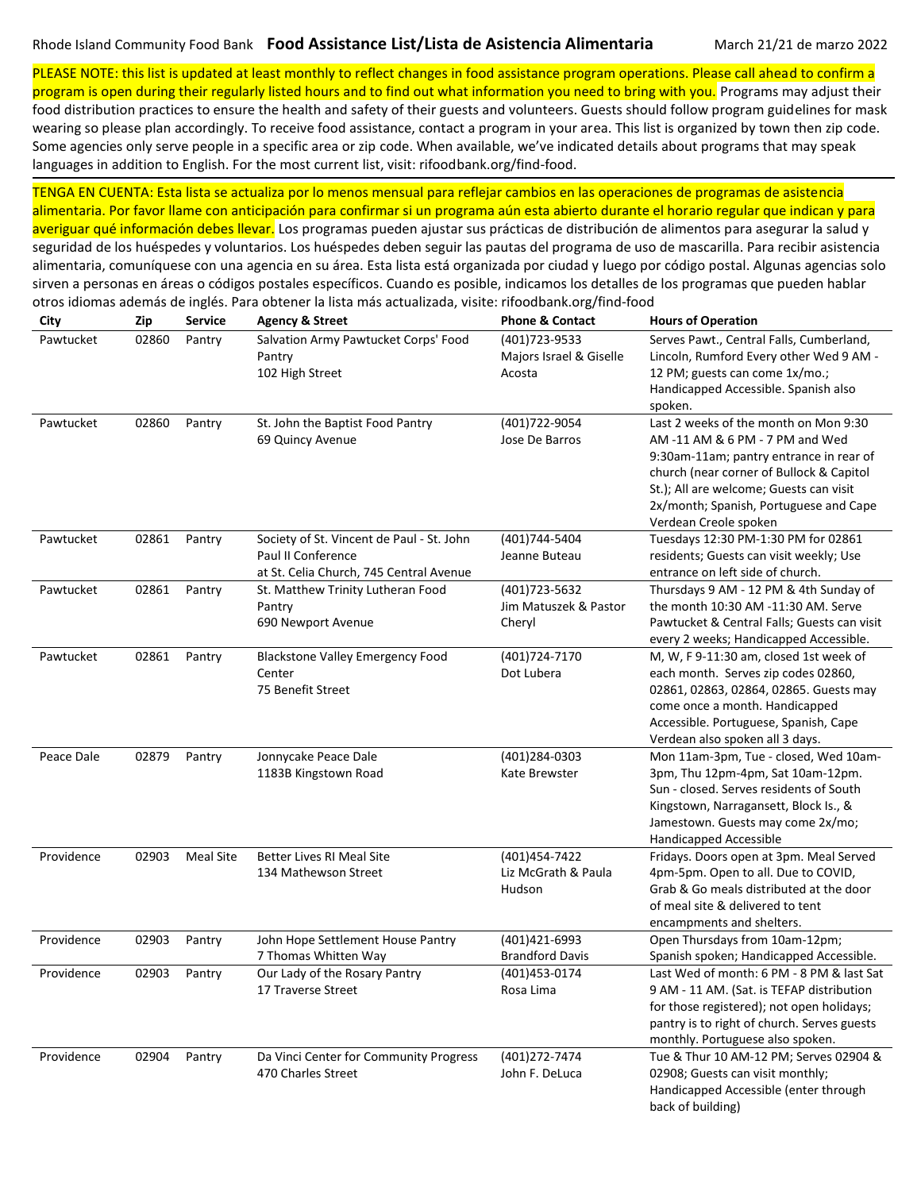PLEASE NOTE: this list is updated at least monthly to reflect changes in food assistance program operations. Please call ahead to confirm a program is open during their regularly listed hours and to find out what information you need to bring with you. Programs may adjust their food distribution practices to ensure the health and safety of their guests and volunteers. Guests should follow program guidelines for mask wearing so please plan accordingly. To receive food assistance, contact a program in your area. This list is organized by town then zip code. Some agencies only serve people in a specific area or zip code. When available, we've indicated details about programs that may speak languages in addition to English. For the most current list, visit: rifoodbank.org/find-food.

TENGA EN CUENTA: Esta lista se actualiza por lo menos mensual para reflejar cambios en las operaciones de programas de asistencia alimentaria. Por favor llame con anticipación para confirmar si un programa aún esta abierto durante el horario regular que indican y para averiguar qué información debes llevar. Los programas pueden ajustar sus prácticas de distribución de alimentos para asegurar la salud y seguridad de los huéspedes y voluntarios. Los huéspedes deben seguir las pautas del programa de uso de mascarilla. Para recibir asistencia alimentaria, comuníquese con una agencia en su área. Esta lista está organizada por ciudad y luego por código postal. Algunas agencias solo sirven a personas en áreas o códigos postales específicos. Cuando es posible, indicamos los detalles de los programas que pueden hablar otros idiomas además de inglés. Para obtener la lista más actualizada, visite: rifoodbank.org/find-food

| City | Zip | Service | Agency & Street | Phone & Contact | Hours of Operation |
|---|---|---|---|---|---|
| Pawtucket | 02860 | Pantry | Salvation Army Pawtucket Corps' Food Pantry<br>102 High Street | (401)723-9533<br>Majors Israel & Giselle Acosta | Serves Pawt., Central Falls, Cumberland, Lincoln, Rumford Every other Wed 9 AM - 12 PM; guests can come 1x/mo.; Handicapped Accessible. Spanish also spoken. |
| Pawtucket | 02860 | Pantry | St. John the Baptist Food Pantry<br>69 Quincy Avenue | (401)722-9054<br>Jose De Barros | Last 2 weeks of the month on Mon 9:30 AM -11 AM & 6 PM - 7 PM and Wed 9:30am-11am; pantry entrance in rear of church (near corner of Bullock & Capitol St.); All are welcome; Guests can visit 2x/month; Spanish, Portuguese and Cape Verdean Creole spoken |
| Pawtucket | 02861 | Pantry | Society of St. Vincent de Paul - St. John Paul II Conference<br>at St. Celia Church, 745 Central Avenue | (401)744-5404<br>Jeanne Buteau | Tuesdays 12:30 PM-1:30 PM for 02861 residents; Guests can visit weekly; Use entrance on left side of church. |
| Pawtucket | 02861 | Pantry | St. Matthew Trinity Lutheran Food Pantry<br>690 Newport Avenue | (401)723-5632<br>Jim Matuszek & Pastor Cheryl | Thursdays 9 AM - 12 PM & 4th Sunday of the month 10:30 AM -11:30 AM. Serve Pawtucket & Central Falls; Guests can visit every 2 weeks; Handicapped Accessible. |
| Pawtucket | 02861 | Pantry | Blackstone Valley Emergency Food Center<br>75 Benefit Street | (401)724-7170<br>Dot Lubera | M, W, F 9-11:30 am, closed 1st week of each month. Serves zip codes 02860, 02861, 02863, 02864, 02865. Guests may come once a month. Handicapped Accessible. Portuguese, Spanish, Cape Verdean also spoken all 3 days. |
| Peace Dale | 02879 | Pantry | Jonnycake Peace Dale<br>1183B Kingstown Road | (401)284-0303<br>Kate Brewster | Mon 11am-3pm, Tue - closed, Wed 10am-3pm, Thu 12pm-4pm, Sat 10am-12pm. Sun - closed. Serves residents of South Kingstown, Narragansett, Block Is., & Jamestown. Guests may come 2x/mo; Handicapped Accessible |
| Providence | 02903 | Meal Site | Better Lives RI Meal Site<br>134 Mathewson Street | (401)454-7422<br>Liz McGrath & Paula Hudson | Fridays. Doors open at 3pm. Meal Served 4pm-5pm. Open to all. Due to COVID, Grab & Go meals distributed at the door of meal site & delivered to tent encampments and shelters. |
| Providence | 02903 | Pantry | John Hope Settlement House Pantry<br>7 Thomas Whitten Way | (401)421-6993<br>Brandford Davis | Open Thursdays from 10am-12pm; Spanish spoken; Handicapped Accessible. |
| Providence | 02903 | Pantry | Our Lady of the Rosary Pantry<br>17 Traverse Street | (401)453-0174<br>Rosa Lima | Last Wed of month: 6 PM - 8 PM & last Sat 9 AM - 11 AM. (Sat. is TEFAP distribution for those registered); not open holidays; pantry is to right of church. Serves guests monthly. Portuguese also spoken. |
| Providence | 02904 | Pantry | Da Vinci Center for Community Progress<br>470 Charles Street | (401)272-7474<br>John F. DeLuca | Tue & Thur 10 AM-12 PM; Serves 02904 & 02908; Guests can visit monthly; Handicapped Accessible (enter through back of building) |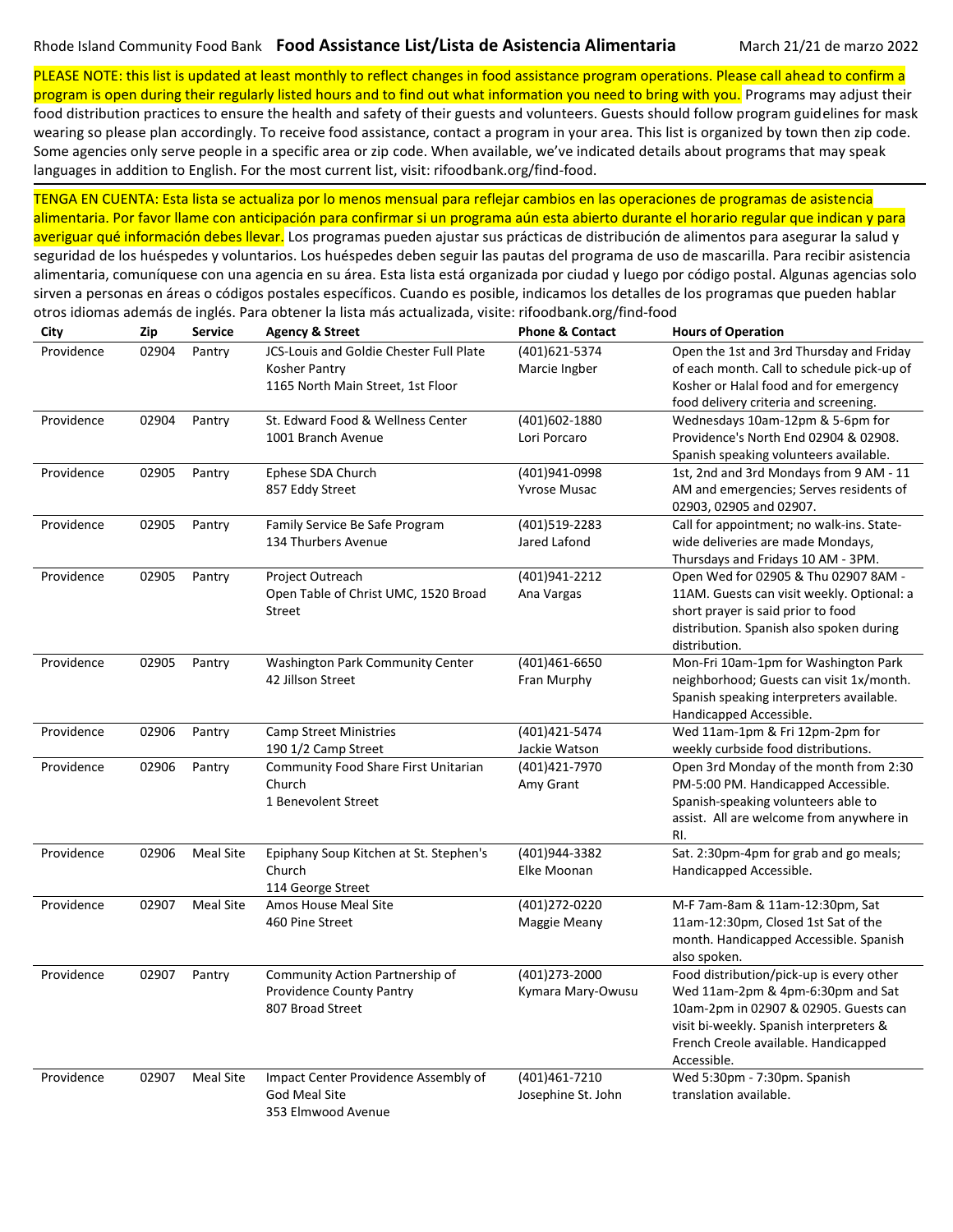Rhode Island Community Food Bank **Food Assistance List/Lista de Asistencia Alimentaria** March 21/21 de marzo 2022

PLEASE NOTE: this list is updated at least monthly to reflect changes in food assistance program operations. Please call ahead to confirm a program is open during their regularly listed hours and to find out what information you need to bring with you. Programs may adjust their food distribution practices to ensure the health and safety of their guests and volunteers. Guests should follow program guidelines for mask wearing so please plan accordingly. To receive food assistance, contact a program in your area. This list is organized by town then zip code. Some agencies only serve people in a specific area or zip code. When available, we've indicated details about programs that may speak languages in addition to English. For the most current list, visit: rifoodbank.org/find-food.

TENGA EN CUENTA: Esta lista se actualiza por lo menos mensual para reflejar cambios en las operaciones de programas de asistencia alimentaria. Por favor llame con anticipación para confirmar si un programa aún esta abierto durante el horario regular que indican y para averiguar qué información debes llevar. Los programas pueden ajustar sus prácticas de distribución de alimentos para asegurar la salud y seguridad de los huéspedes y voluntarios. Los huéspedes deben seguir las pautas del programa de uso de mascarilla. Para recibir asistencia alimentaria, comuníquese con una agencia en su área. Esta lista está organizada por ciudad y luego por código postal. Algunas agencias solo sirven a personas en áreas o códigos postales específicos. Cuando es posible, indicamos los detalles de los programas que pueden hablar otros idiomas además de inglés. Para obtener la lista más actualizada, visite: rifoodbank.org/find-food

| City | Zip | Service | Agency & Street | Phone & Contact | Hours of Operation |
|---|---|---|---|---|---|
| Providence | 02904 | Pantry | JCS-Louis and Goldie Chester Full Plate Kosher Pantry<br>1165 North Main Street, 1st Floor | (401)621-5374<br>Marcie Ingber | Open the 1st and 3rd Thursday and Friday of each month. Call to schedule pick-up of Kosher or Halal food and for emergency food delivery criteria and screening. |
| Providence | 02904 | Pantry | St. Edward Food & Wellness Center<br>1001 Branch Avenue | (401)602-1880<br>Lori Porcaro | Wednesdays 10am-12pm & 5-6pm for Providence's North End 02904 & 02908. Spanish speaking volunteers available. |
| Providence | 02905 | Pantry | Ephese SDA Church<br>857 Eddy Street | (401)941-0998<br>Yvrose Musac | 1st, 2nd and 3rd Mondays from 9 AM - 11 AM and emergencies; Serves residents of 02903, 02905 and 02907. |
| Providence | 02905 | Pantry | Family Service Be Safe Program<br>134 Thurbers Avenue | (401)519-2283<br>Jared Lafond | Call for appointment; no walk-ins. State-wide deliveries are made Mondays, Thursdays and Fridays 10 AM - 3PM. |
| Providence | 02905 | Pantry | Project Outreach<br>Open Table of Christ UMC, 1520 Broad Street | (401)941-2212<br>Ana Vargas | Open Wed for 02905 & Thu 02907 8AM - 11AM. Guests can visit weekly. Optional: a short prayer is said prior to food distribution. Spanish also spoken during distribution. |
| Providence | 02905 | Pantry | Washington Park Community Center<br>42 Jillson Street | (401)461-6650<br>Fran Murphy | Mon-Fri 10am-1pm for Washington Park neighborhood; Guests can visit 1x/month. Spanish speaking interpreters available. Handicapped Accessible. |
| Providence | 02906 | Pantry | Camp Street Ministries<br>190 1/2 Camp Street | (401)421-5474<br>Jackie Watson | Wed 11am-1pm & Fri 12pm-2pm for weekly curbside food distributions. |
| Providence | 02906 | Pantry | Community Food Share First Unitarian Church<br>1 Benevolent Street | (401)421-7970<br>Amy Grant | Open 3rd Monday of the month from 2:30 PM-5:00 PM. Handicapped Accessible. Spanish-speaking volunteers able to assist. All are welcome from anywhere in RI. |
| Providence | 02906 | Meal Site | Epiphany Soup Kitchen at St. Stephen's Church<br>114 George Street | (401)944-3382<br>Elke Moonan | Sat. 2:30pm-4pm for grab and go meals; Handicapped Accessible. |
| Providence | 02907 | Meal Site | Amos House Meal Site<br>460 Pine Street | (401)272-0220<br>Maggie Meany | M-F 7am-8am & 11am-12:30pm, Sat 11am-12:30pm, Closed 1st Sat of the month. Handicapped Accessible. Spanish also spoken. |
| Providence | 02907 | Pantry | Community Action Partnership of Providence County Pantry<br>807 Broad Street | (401)273-2000<br>Kymara Mary-Owusu | Food distribution/pick-up is every other Wed 11am-2pm & 4pm-6:30pm and Sat 10am-2pm in 02907 & 02905. Guests can visit bi-weekly. Spanish interpreters & French Creole available. Handicapped Accessible. |
| Providence | 02907 | Meal Site | Impact Center Providence Assembly of God Meal Site<br>353 Elmwood Avenue | (401)461-7210<br>Josephine St. John | Wed 5:30pm - 7:30pm. Spanish translation available. |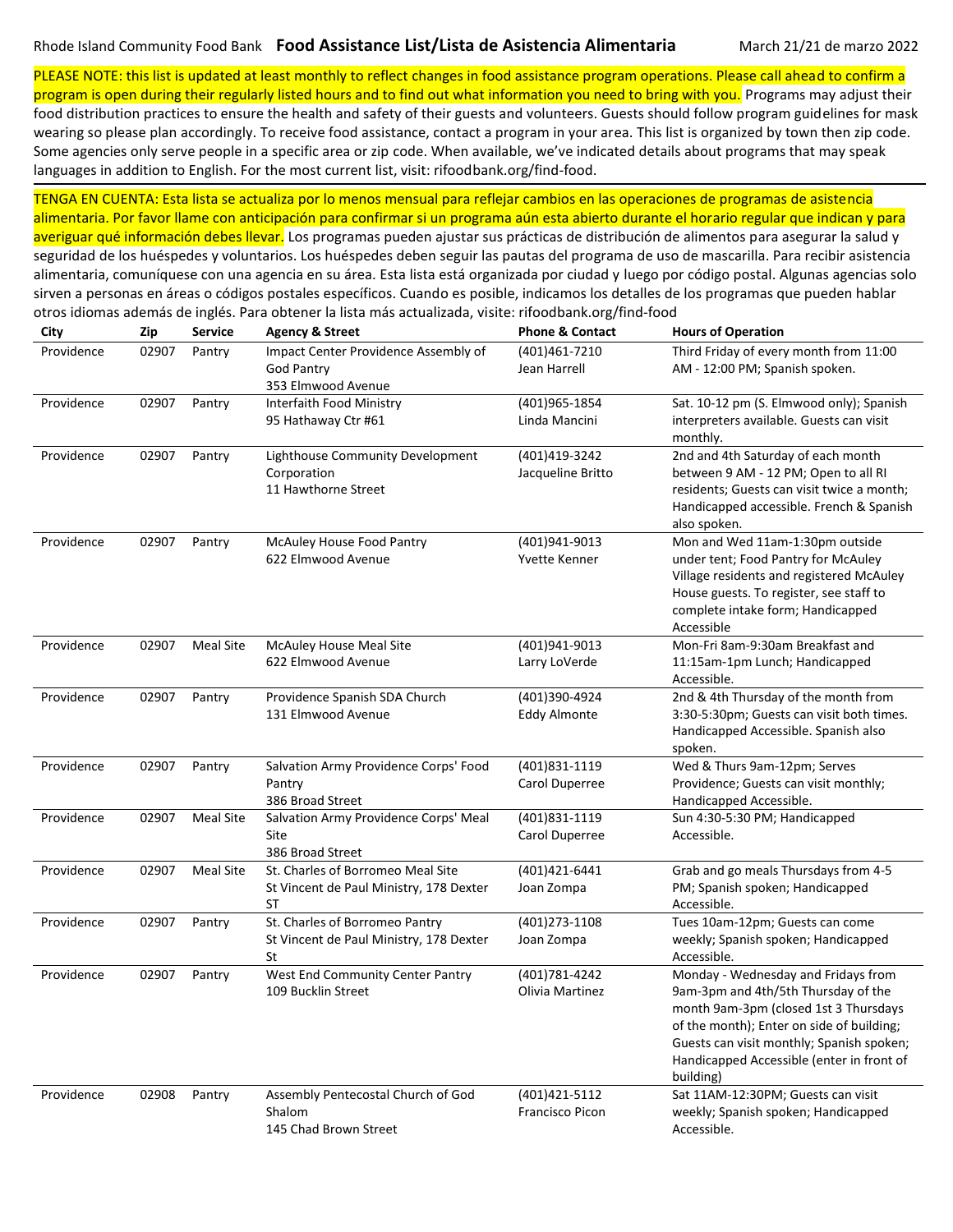Rhode Island Community Food Bank **Food Assistance List/Lista de Asistencia Alimentaria** March 21/21 de marzo 2022

PLEASE NOTE: this list is updated at least monthly to reflect changes in food assistance program operations. Please call ahead to confirm a program is open during their regularly listed hours and to find out what information you need to bring with you. Programs may adjust their food distribution practices to ensure the health and safety of their guests and volunteers. Guests should follow program guidelines for mask wearing so please plan accordingly. To receive food assistance, contact a program in your area. This list is organized by town then zip code. Some agencies only serve people in a specific area or zip code. When available, we've indicated details about programs that may speak languages in addition to English. For the most current list, visit: rifoodbank.org/find-food.

TENGA EN CUENTA: Esta lista se actualiza por lo menos mensual para reflejar cambios en las operaciones de programas de asistencia alimentaria. Por favor llame con anticipación para confirmar si un programa aún esta abierto durante el horario regular que indican y para averiguar qué información debes llevar. Los programas pueden ajustar sus prácticas de distribución de alimentos para asegurar la salud y seguridad de los huéspedes y voluntarios. Los huéspedes deben seguir las pautas del programa de uso de mascarilla. Para recibir asistencia alimentaria, comuníquese con una agencia en su área. Esta lista está organizada por ciudad y luego por código postal. Algunas agencias solo sirven a personas en áreas o códigos postales específicos. Cuando es posible, indicamos los detalles de los programas que pueden hablar otros idiomas además de inglés. Para obtener la lista más actualizada, visite: rifoodbank.org/find-food

| City | Zip | Service | Agency & Street | Phone & Contact | Hours of Operation |
|---|---|---|---|---|---|
| Providence | 02907 | Pantry | Impact Center Providence Assembly of God Pantry<br>353 Elmwood Avenue | (401)461-7210<br>Jean Harrell | Third Friday of every month from 11:00 AM - 12:00 PM; Spanish spoken. |
| Providence | 02907 | Pantry | Interfaith Food Ministry<br>95 Hathaway Ctr #61 | (401)965-1854<br>Linda Mancini | Sat. 10-12 pm (S. Elmwood only); Spanish interpreters available. Guests can visit monthly. |
| Providence | 02907 | Pantry | Lighthouse Community Development Corporation<br>11 Hawthorne Street | (401)419-3242<br>Jacqueline Britto | 2nd and 4th Saturday of each month between 9 AM - 12 PM; Open to all RI residents; Guests can visit twice a month; Handicapped accessible. French & Spanish also spoken. |
| Providence | 02907 | Pantry | McAuley House Food Pantry<br>622 Elmwood Avenue | (401)941-9013<br>Yvette Kenner | Mon and Wed 11am-1:30pm outside under tent; Food Pantry for McAuley Village residents and registered McAuley House guests. To register, see staff to complete intake form; Handicapped Accessible |
| Providence | 02907 | Meal Site | McAuley House Meal Site<br>622 Elmwood Avenue | (401)941-9013<br>Larry LoVerde | Mon-Fri 8am-9:30am Breakfast and 11:15am-1pm Lunch; Handicapped Accessible. |
| Providence | 02907 | Pantry | Providence Spanish SDA Church<br>131 Elmwood Avenue | (401)390-4924<br>Eddy Almonte | 2nd & 4th Thursday of the month from 3:30-5:30pm; Guests can visit both times. Handicapped Accessible. Spanish also spoken. |
| Providence | 02907 | Pantry | Salvation Army Providence Corps' Food Pantry<br>386 Broad Street | (401)831-1119<br>Carol Duperree | Wed & Thurs 9am-12pm; Serves Providence; Guests can visit monthly; Handicapped Accessible. |
| Providence | 02907 | Meal Site | Salvation Army Providence Corps' Meal Site<br>386 Broad Street | (401)831-1119<br>Carol Duperree | Sun 4:30-5:30 PM; Handicapped Accessible. |
| Providence | 02907 | Meal Site | St. Charles of Borromeo Meal Site<br>St Vincent de Paul Ministry, 178 Dexter ST | (401)421-6441<br>Joan Zompa | Grab and go meals Thursdays from 4-5 PM; Spanish spoken; Handicapped Accessible. |
| Providence | 02907 | Pantry | St. Charles of Borromeo Pantry<br>St Vincent de Paul Ministry, 178 Dexter St | (401)273-1108<br>Joan Zompa | Tues 10am-12pm; Guests can come weekly; Spanish spoken; Handicapped Accessible. |
| Providence | 02907 | Pantry | West End Community Center Pantry<br>109 Bucklin Street | (401)781-4242<br>Olivia Martinez | Monday - Wednesday and Fridays from 9am-3pm and 4th/5th Thursday of the month 9am-3pm (closed 1st 3 Thursdays of the month); Enter on side of building; Guests can visit monthly; Spanish spoken; Handicapped Accessible (enter in front of building) |
| Providence | 02908 | Pantry | Assembly Pentecostal Church of God Shalom<br>145 Chad Brown Street | (401)421-5112<br>Francisco Picon | Sat 11AM-12:30PM; Guests can visit weekly; Spanish spoken; Handicapped Accessible. |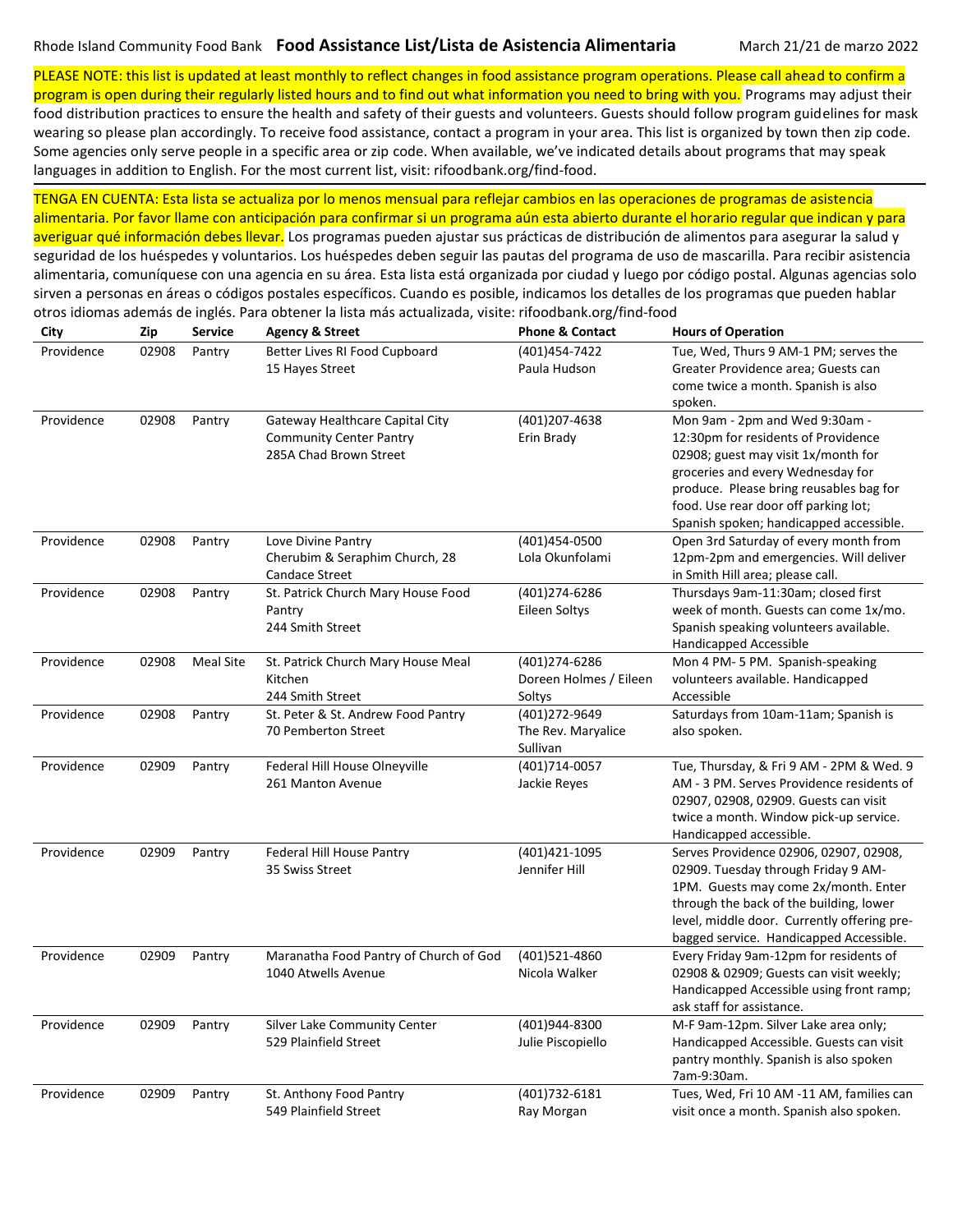Rhode Island Community Food Bank **Food Assistance List/Lista de Asistencia Alimentaria** March 21/21 de marzo 2022

PLEASE NOTE: this list is updated at least monthly to reflect changes in food assistance program operations. Please call ahead to confirm a program is open during their regularly listed hours and to find out what information you need to bring with you. Programs may adjust their food distribution practices to ensure the health and safety of their guests and volunteers. Guests should follow program guidelines for mask wearing so please plan accordingly. To receive food assistance, contact a program in your area. This list is organized by town then zip code. Some agencies only serve people in a specific area or zip code. When available, we've indicated details about programs that may speak languages in addition to English. For the most current list, visit: rifoodbank.org/find-food.

TENGA EN CUENTA: Esta lista se actualiza por lo menos mensual para reflejar cambios en las operaciones de programas de asistencia alimentaria. Por favor llame con anticipación para confirmar si un programa aún esta abierto durante el horario regular que indican y para averiguar qué información debes llevar. Los programas pueden ajustar sus prácticas de distribución de alimentos para asegurar la salud y seguridad de los huéspedes y voluntarios. Los huéspedes deben seguir las pautas del programa de uso de mascarilla. Para recibir asistencia alimentaria, comuníquese con una agencia en su área. Esta lista está organizada por ciudad y luego por código postal. Algunas agencias solo sirven a personas en áreas o códigos postales específicos. Cuando es posible, indicamos los detalles de los programas que pueden hablar otros idiomas además de inglés. Para obtener la lista más actualizada, visite: rifoodbank.org/find-food

| City | Zip | Service | Agency & Street | Phone & Contact | Hours of Operation |
|---|---|---|---|---|---|
| Providence | 02908 | Pantry | Better Lives RI Food Cupboard<br>15 Hayes Street | (401)454-7422<br>Paula Hudson | Tue, Wed, Thurs 9 AM-1 PM; serves the Greater Providence area; Guests can come twice a month. Spanish is also spoken. |
| Providence | 02908 | Pantry | Gateway Healthcare Capital City Community Center Pantry<br>285A Chad Brown Street | (401)207-4638<br>Erin Brady | Mon 9am - 2pm and Wed 9:30am - 12:30pm for residents of Providence 02908; guest may visit 1x/month for groceries and every Wednesday for produce. Please bring reusables bag for food. Use rear door off parking lot; Spanish spoken; handicapped accessible. |
| Providence | 02908 | Pantry | Love Divine Pantry<br>Cherubim & Seraphim Church, 28 Candace Street | (401)454-0500<br>Lola Okunfolami | Open 3rd Saturday of every month from 12pm-2pm and emergencies. Will deliver in Smith Hill area; please call. |
| Providence | 02908 | Pantry | St. Patrick Church Mary House Food Pantry<br>244 Smith Street | (401)274-6286<br>Eileen Soltys | Thursdays 9am-11:30am; closed first week of month. Guests can come 1x/mo. Spanish speaking volunteers available. Handicapped Accessible |
| Providence | 02908 | Meal Site | St. Patrick Church Mary House Meal Kitchen<br>244 Smith Street | (401)274-6286<br>Doreen Holmes / Eileen Soltys | Mon 4 PM- 5 PM. Spanish-speaking volunteers available. Handicapped Accessible |
| Providence | 02908 | Pantry | St. Peter & St. Andrew Food Pantry<br>70 Pemberton Street | (401)272-9649<br>The Rev. Maryalice Sullivan | Saturdays from 10am-11am; Spanish is also spoken. |
| Providence | 02909 | Pantry | Federal Hill House Olneyville<br>261 Manton Avenue | (401)714-0057<br>Jackie Reyes | Tue, Thursday, & Fri 9 AM - 2PM & Wed. 9 AM - 3 PM. Serves Providence residents of 02907, 02908, 02909. Guests can visit twice a month. Window pick-up service. Handicapped accessible. |
| Providence | 02909 | Pantry | Federal Hill House Pantry<br>35 Swiss Street | (401)421-1095<br>Jennifer Hill | Serves Providence 02906, 02907, 02908, 02909. Tuesday through Friday 9 AM-1PM. Guests may come 2x/month. Enter through the back of the building, lower level, middle door. Currently offering pre-bagged service. Handicapped Accessible. |
| Providence | 02909 | Pantry | Maranatha Food Pantry of Church of God<br>1040 Atwells Avenue | (401)521-4860<br>Nicola Walker | Every Friday 9am-12pm for residents of 02908 & 02909; Guests can visit weekly; Handicapped Accessible using front ramp; ask staff for assistance. |
| Providence | 02909 | Pantry | Silver Lake Community Center<br>529 Plainfield Street | (401)944-8300<br>Julie Piscopiello | M-F 9am-12pm. Silver Lake area only; Handicapped Accessible. Guests can visit pantry monthly. Spanish is also spoken 7am-9:30am. |
| Providence | 02909 | Pantry | St. Anthony Food Pantry<br>549 Plainfield Street | (401)732-6181<br>Ray Morgan | Tues, Wed, Fri 10 AM -11 AM, families can visit once a month. Spanish also spoken. |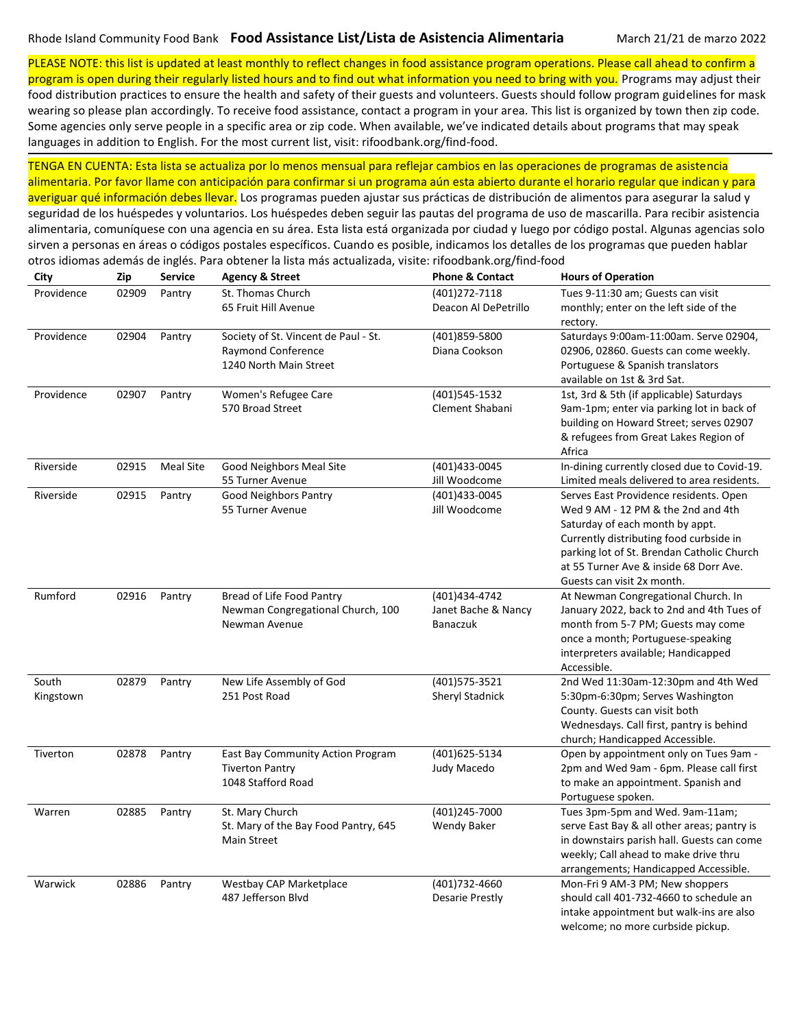PLEASE NOTE: this list is updated at least monthly to reflect changes in food assistance program operations. Please call ahead to confirm a program is open during their regularly listed hours and to find out what information you need to bring with you. Programs may adjust their food distribution practices to ensure the health and safety of their guests and volunteers. Guests should follow program guidelines for mask wearing so please plan accordingly. To receive food assistance, contact a program in your area. This list is organized by town then zip code. Some agencies only serve people in a specific area or zip code. When available, we've indicated details about programs that may speak languages in addition to English. For the most current list, visit: rifoodbank.org/find-food.

TENGA EN CUENTA: Esta lista se actualiza por lo menos mensual para reflejar cambios en las operaciones de programas de asistencia alimentaria. Por favor llame con anticipación para confirmar si un programa aún esta abierto durante el horario regular que indican y para averiguar qué información debes llevar. Los programas pueden ajustar sus prácticas de distribución de alimentos para asegurar la salud y seguridad de los huéspedes y voluntarios. Los huéspedes deben seguir las pautas del programa de uso de mascarilla. Para recibir asistencia alimentaria, comuníquese con una agencia en su área. Esta lista está organizada por ciudad y luego por código postal. Algunas agencias solo sirven a personas en áreas o códigos postales específicos. Cuando es posible, indicamos los detalles de los programas que pueden hablar otros idiomas además de inglés. Para obtener la lista más actualizada, visite: rifoodbank.org/find-food

| City | Zip | Service | Agency & Street | Phone & Contact | Hours of Operation |
|---|---|---|---|---|---|
| Providence | 02909 | Pantry | St. Thomas Church<br>65 Fruit Hill Avenue | (401)272-7118<br>Deacon Al DePetrillo | Tues 9-11:30 am; Guests can visit monthly; enter on the left side of the rectory. |
| Providence | 02904 | Pantry | Society of St. Vincent de Paul - St. Raymond Conference<br>1240 North Main Street | (401)859-5800<br>Diana Cookson | Saturdays 9:00am-11:00am. Serve 02904, 02906, 02860. Guests can come weekly. Portuguese & Spanish translators available on 1st & 3rd Sat. |
| Providence | 02907 | Pantry | Women's Refugee Care<br>570 Broad Street | (401)545-1532<br>Clement Shabani | 1st, 3rd & 5th (if applicable) Saturdays 9am-1pm; enter via parking lot in back of building on Howard Street; serves 02907 & refugees from Great Lakes Region of Africa |
| Riverside | 02915 | Meal Site | Good Neighbors Meal Site<br>55 Turner Avenue | (401)433-0045<br>Jill Woodcome | In-dining currently closed due to Covid-19. Limited meals delivered to area residents. |
| Riverside | 02915 | Pantry | Good Neighbors Pantry<br>55 Turner Avenue | (401)433-0045<br>Jill Woodcome | Serves East Providence residents. Open Wed 9 AM - 12 PM & the 2nd and 4th Saturday of each month by appt. Currently distributing food curbside in parking lot of St. Brendan Catholic Church at 55 Turner Ave & inside 68 Dorr Ave. Guests can visit 2x month. |
| Rumford | 02916 | Pantry | Bread of Life Food Pantry<br>Newman Congregational Church, 100 Newman Avenue | (401)434-4742<br>Janet Bache & Nancy Banaczuk | At Newman Congregational Church. In January 2022, back to 2nd and 4th Tues of month from 5-7 PM; Guests may come once a month; Portuguese-speaking interpreters available; Handicapped Accessible. |
| South Kingstown | 02879 | Pantry | New Life Assembly of God<br>251 Post Road | (401)575-3521<br>Sheryl Stadnick | 2nd Wed 11:30am-12:30pm and 4th Wed 5:30pm-6:30pm; Serves Washington County. Guests can visit both Wednesdays. Call first, pantry is behind church; Handicapped Accessible. |
| Tiverton | 02878 | Pantry | East Bay Community Action Program Tiverton Pantry<br>1048 Stafford Road | (401)625-5134<br>Judy Macedo | Open by appointment only on Tues 9am - 2pm and Wed 9am - 6pm. Please call first to make an appointment. Spanish and Portuguese spoken. |
| Warren | 02885 | Pantry | St. Mary Church<br>St. Mary of the Bay Food Pantry, 645 Main Street | (401)245-7000<br>Wendy Baker | Tues 3pm-5pm and Wed. 9am-11am; serve East Bay & all other areas; pantry is in downstairs parish hall. Guests can come weekly; Call ahead to make drive thru arrangements; Handicapped Accessible. |
| Warwick | 02886 | Pantry | Westbay CAP Marketplace<br>487 Jefferson Blvd | (401)732-4660<br>Desarie Prestly | Mon-Fri 9 AM-3 PM; New shoppers should call 401-732-4660 to schedule an intake appointment but walk-ins are also welcome; no more curbside pickup. |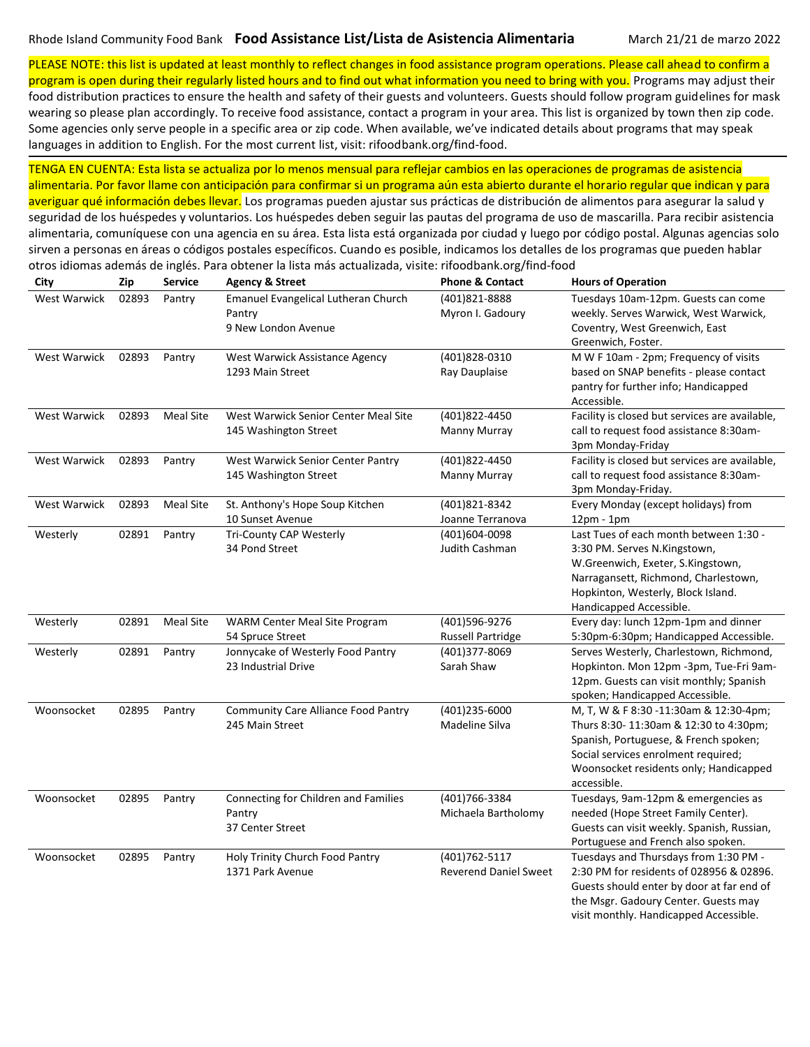PLEASE NOTE: this list is updated at least monthly to reflect changes in food assistance program operations. Please call ahead to confirm a program is open during their regularly listed hours and to find out what information you need to bring with you. Programs may adjust their food distribution practices to ensure the health and safety of their guests and volunteers. Guests should follow program guidelines for mask wearing so please plan accordingly. To receive food assistance, contact a program in your area. This list is organized by town then zip code. Some agencies only serve people in a specific area or zip code. When available, we've indicated details about programs that may speak languages in addition to English. For the most current list, visit: rifoodbank.org/find-food.

TENGA EN CUENTA: Esta lista se actualiza por lo menos mensual para reflejar cambios en las operaciones de programas de asistencia alimentaria. Por favor llame con anticipación para confirmar si un programa aún esta abierto durante el horario regular que indican y para averiguar qué información debes llevar. Los programas pueden ajustar sus prácticas de distribución de alimentos para asegurar la salud y seguridad de los huéspedes y voluntarios. Los huéspedes deben seguir las pautas del programa de uso de mascarilla. Para recibir asistencia alimentaria, comuníquese con una agencia en su área. Esta lista está organizada por ciudad y luego por código postal. Algunas agencias solo sirven a personas en áreas o códigos postales específicos. Cuando es posible, indicamos los detalles de los programas que pueden hablar otros idiomas además de inglés. Para obtener la lista más actualizada, visite: rifoodbank.org/find-food

| City | Zip | Service | Agency & Street | Phone & Contact | Hours of Operation |
|---|---|---|---|---|---|
| West Warwick | 02893 | Pantry | Emanuel Evangelical Lutheran Church Pantry<br>9 New London Avenue | (401)821-8888<br>Myron I. Gadoury | Tuesdays 10am-12pm. Guests can come weekly. Serves Warwick, West Warwick, Coventry, West Greenwich, East Greenwich, Foster. |
| West Warwick | 02893 | Pantry | West Warwick Assistance Agency<br>1293 Main Street | (401)828-0310<br>Ray Dauplaise | M W F 10am - 2pm; Frequency of visits based on SNAP benefits - please contact pantry for further info; Handicapped Accessible. |
| West Warwick | 02893 | Meal Site | West Warwick Senior Center Meal Site<br>145 Washington Street | (401)822-4450<br>Manny Murray | Facility is closed but services are available, call to request food assistance 8:30am-3pm Monday-Friday |
| West Warwick | 02893 | Pantry | West Warwick Senior Center Pantry<br>145 Washington Street | (401)822-4450<br>Manny Murray | Facility is closed but services are available, call to request food assistance 8:30am-3pm Monday-Friday. |
| West Warwick | 02893 | Meal Site | St. Anthony's Hope Soup Kitchen<br>10 Sunset Avenue | (401)821-8342<br>Joanne Terranova | Every Monday (except holidays) from 12pm - 1pm |
| Westerly | 02891 | Pantry | Tri-County CAP Westerly<br>34 Pond Street | (401)604-0098<br>Judith Cashman | Last Tues of each month between 1:30 - 3:30 PM. Serves N.Kingstown, W.Greenwich, Exeter, S.Kingstown, Narragansett, Richmond, Charlestown, Hopkinton, Westerly, Block Island. Handicapped Accessible. |
| Westerly | 02891 | Meal Site | WARM Center Meal Site Program<br>54 Spruce Street | (401)596-9276<br>Russell Partridge | Every day: lunch 12pm-1pm and dinner 5:30pm-6:30pm; Handicapped Accessible. |
| Westerly | 02891 | Pantry | Jonnycake of Westerly Food Pantry<br>23 Industrial Drive | (401)377-8069<br>Sarah Shaw | Serves Westerly, Charlestown, Richmond, Hopkinton. Mon 12pm -3pm, Tue-Fri 9am-12pm. Guests can visit monthly; Spanish spoken; Handicapped Accessible. |
| Woonsocket | 02895 | Pantry | Community Care Alliance Food Pantry<br>245 Main Street | (401)235-6000<br>Madeline Silva | M, T, W & F 8:30 -11:30am & 12:30-4pm; Thurs 8:30- 11:30am & 12:30 to 4:30pm; Spanish, Portuguese, & French spoken; Social services enrolment required; Woonsocket residents only; Handicapped accessible. |
| Woonsocket | 02895 | Pantry | Connecting for Children and Families Pantry<br>37 Center Street | (401)766-3384<br>Michaela Bartholomy | Tuesdays, 9am-12pm & emergencies as needed (Hope Street Family Center). Guests can visit weekly. Spanish, Russian, Portuguese and French also spoken. |
| Woonsocket | 02895 | Pantry | Holy Trinity Church Food Pantry<br>1371 Park Avenue | (401)762-5117<br>Reverend Daniel Sweet | Tuesdays and Thursdays from 1:30 PM - 2:30 PM for residents of 028956 & 02896. Guests should enter by door at far end of the Msgr. Gadoury Center. Guests may visit monthly. Handicapped Accessible. |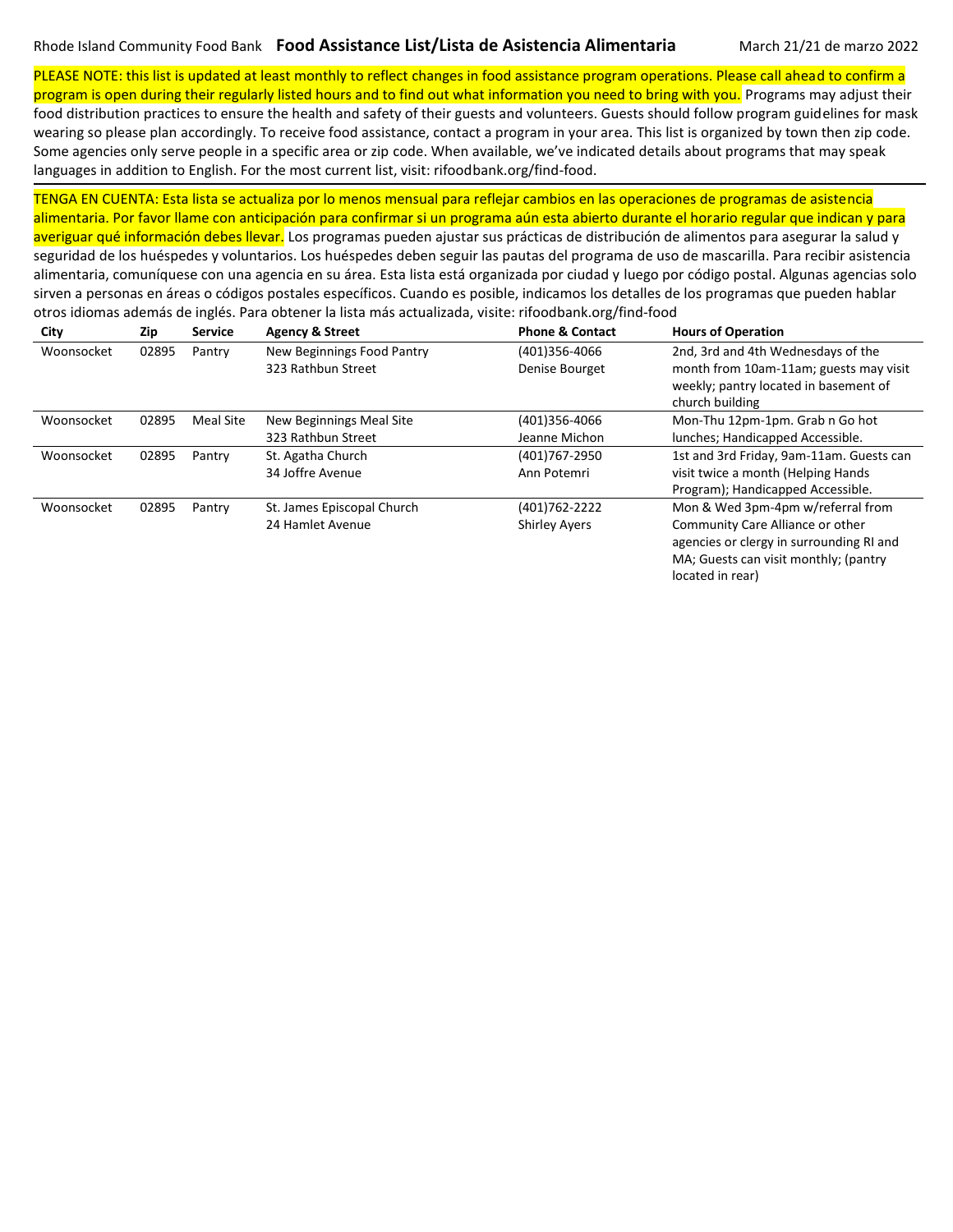Rhode Island Community Food Bank **Food Assistance List/Lista de Asistencia Alimentaria** March 21/21 de marzo 2022

PLEASE NOTE: this list is updated at least monthly to reflect changes in food assistance program operations. Please call ahead to confirm a program is open during their regularly listed hours and to find out what information you need to bring with you. Programs may adjust their food distribution practices to ensure the health and safety of their guests and volunteers. Guests should follow program guidelines for mask wearing so please plan accordingly. To receive food assistance, contact a program in your area. This list is organized by town then zip code. Some agencies only serve people in a specific area or zip code. When available, we've indicated details about programs that may speak languages in addition to English. For the most current list, visit: rifoodbank.org/find-food.

TENGA EN CUENTA: Esta lista se actualiza por lo menos mensual para reflejar cambios en las operaciones de programas de asistencia alimentaria. Por favor llame con anticipación para confirmar si un programa aún esta abierto durante el horario regular que indican y para averiguar qué información debes llevar. Los programas pueden ajustar sus prácticas de distribución de alimentos para asegurar la salud y seguridad de los huéspedes y voluntarios. Los huéspedes deben seguir las pautas del programa de uso de mascarilla. Para recibir asistencia alimentaria, comuníquese con una agencia en su área. Esta lista está organizada por ciudad y luego por código postal. Algunas agencias solo sirven a personas en áreas o códigos postales específicos. Cuando es posible, indicamos los detalles de los programas que pueden hablar otros idiomas además de inglés. Para obtener la lista más actualizada, visite: rifoodbank.org/find-food

| City | Zip | Service | Agency & Street | Phone & Contact | Hours of Operation |
|---|---|---|---|---|---|
| Woonsocket | 02895 | Pantry | New Beginnings Food Pantry<br>323 Rathbun Street | (401)356-4066<br>Denise Bourget | 2nd, 3rd and 4th Wednesdays of the month from 10am-11am; guests may visit weekly; pantry located in basement of church building |
| Woonsocket | 02895 | Meal Site | New Beginnings Meal Site<br>323 Rathbun Street | (401)356-4066<br>Jeanne Michon | Mon-Thu 12pm-1pm. Grab n Go hot lunches; Handicapped Accessible. |
| Woonsocket | 02895 | Pantry | St. Agatha Church<br>34 Joffre Avenue | (401)767-2950<br>Ann Potemri | 1st and 3rd Friday, 9am-11am. Guests can visit twice a month (Helping Hands Program); Handicapped Accessible. |
| Woonsocket | 02895 | Pantry | St. James Episcopal Church<br>24 Hamlet Avenue | (401)762-2222<br>Shirley Ayers | Mon & Wed 3pm-4pm w/referral from Community Care Alliance or other agencies or clergy in surrounding RI and MA; Guests can visit monthly; (pantry located in rear) |